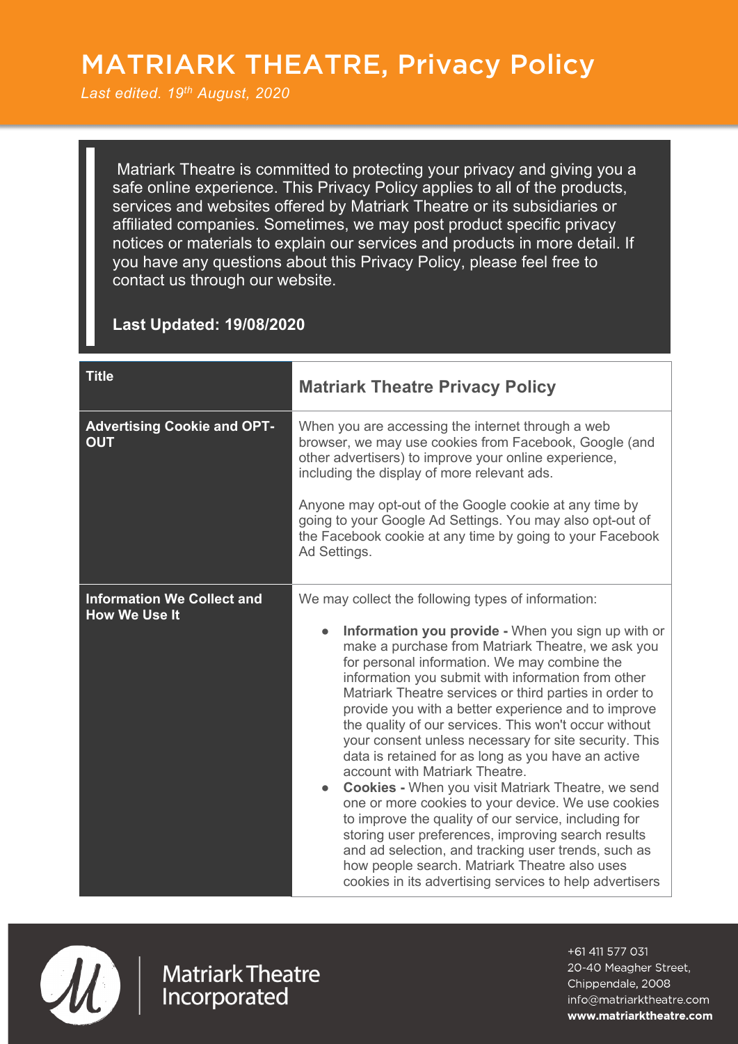# MATRIARK THEATRE, Privacy Policy

*Last edited. 19th August, 2020*

Matriark Theatre is committed to protecting your privacy and giving you a safe online experience. This Privacy Policy applies to all of the products, services and websites offered by Matriark Theatre or its subsidiaries or affiliated companies. Sometimes, we may post product specific privacy notices or materials to explain our services and products in more detail. If you have any questions about this Privacy Policy, please feel free to contact us through our website.

**Last Updated: 19/08/2020**

| **Title** | **Matriark Theatre Privacy Policy** |
|---|---|
| **Advertising Cookie and OPT-OUT** | When you are accessing the internet through a web browser, we may use cookies from Facebook, Google (and other advertisers) to improve your online experience, including the display of more relevant ads.<br><br>Anyone may opt-out of the Google cookie at any time by going to your Google Ad Settings. You may also opt-out of the Facebook cookie at any time by going to your Facebook Ad Settings. |
| **Information We Collect and How We Use It** | We may collect the following types of information:<br><br>● **Information you provide -** When you sign up with or make a purchase from Matriark Theatre, we ask you for personal information. We may combine the information you submit with information from other Matriark Theatre services or third parties in order to provide you with a better experience and to improve the quality of our services. This won't occur without your consent unless necessary for site security. This data is retained for as long as you have an active account with Matriark Theatre.<br>● **Cookies -** When you visit Matriark Theatre, we send one or more cookies to your device. We use cookies to improve the quality of our service, including for storing user preferences, improving search results and ad selection, and tracking user trends, such as how people search. Matriark Theatre also uses cookies in its advertising services to help advertisers |

Matriark Theatre Incorporated

+61 411 577 031
20-40 Meagher Street,
Chippendale, 2008
info@matriarktheatre.com
**www.matriarktheatre.com**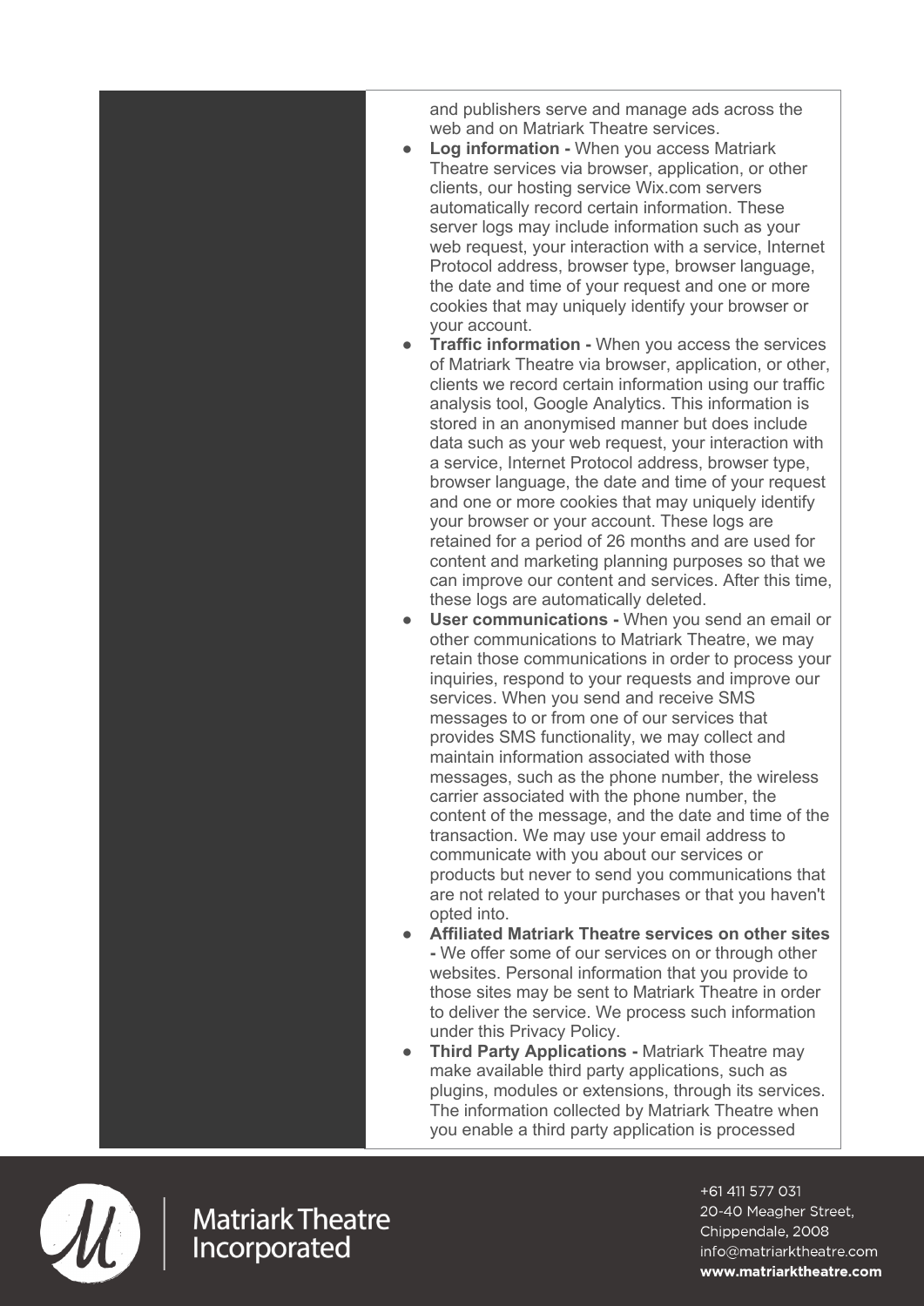and publishers serve and manage ads across the web and on Matriark Theatre services.

- **Log information -** When you access Matriark Theatre services via browser, application, or other clients, our hosting service Wix.com servers automatically record certain information. These server logs may include information such as your web request, your interaction with a service, Internet Protocol address, browser type, browser language, the date and time of your request and one or more cookies that may uniquely identify your browser or your account.
- **Traffic information -** When you access the services of Matriark Theatre via browser, application, or other, clients we record certain information using our traffic analysis tool, Google Analytics. This information is stored in an anonymised manner but does include data such as your web request, your interaction with a service, Internet Protocol address, browser type, browser language, the date and time of your request and one or more cookies that may uniquely identify your browser or your account. These logs are retained for a period of 26 months and are used for content and marketing planning purposes so that we can improve our content and services. After this time, these logs are automatically deleted.
- **User communications -** When you send an email or other communications to Matriark Theatre, we may retain those communications in order to process your inquiries, respond to your requests and improve our services. When you send and receive SMS messages to or from one of our services that provides SMS functionality, we may collect and maintain information associated with those messages, such as the phone number, the wireless carrier associated with the phone number, the content of the message, and the date and time of the transaction. We may use your email address to communicate with you about our services or products but never to send you communications that are not related to your purchases or that you haven't opted into.
- **Affiliated Matriark Theatre services on other sites -** We offer some of our services on or through other websites. Personal information that you provide to those sites may be sent to Matriark Theatre in order to deliver the service. We process such information under this Privacy Policy.
- **Third Party Applications -** Matriark Theatre may make available third party applications, such as plugins, modules or extensions, through its services. The information collected by Matriark Theatre when you enable a third party application is processed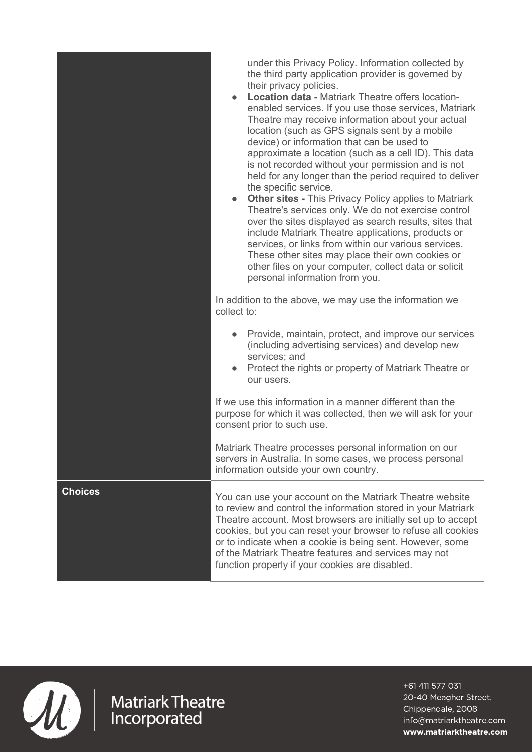| | |
|---|---|
| | under this Privacy Policy. Information collected by the third party application provider is governed by their privacy policies.<br>• **Location data -** Matriark Theatre offers location-enabled services. If you use those services, Matriark Theatre may receive information about your actual location (such as GPS signals sent by a mobile device) or information that can be used to approximate a location (such as a cell ID). This data is not recorded without your permission and is not held for any longer than the period required to deliver the specific service.<br>• **Other sites -** This Privacy Policy applies to Matriark Theatre's services only. We do not exercise control over the sites displayed as search results, sites that include Matriark Theatre applications, products or services, or links from within our various services. These other sites may place their own cookies or other files on your computer, collect data or solicit personal information from you.<br><br>In addition to the above, we may use the information we collect to:<br><br>• Provide, maintain, protect, and improve our services (including advertising services) and develop new services; and<br>• Protect the rights or property of Matriark Theatre or our users.<br><br>If we use this information in a manner different than the purpose for which it was collected, then we will ask for your consent prior to such use.<br><br>Matriark Theatre processes personal information on our servers in Australia. In some cases, we process personal information outside your own country. |
| **Choices** | You can use your account on the Matriark Theatre website to review and control the information stored in your Matriark Theatre account. Most browsers are initially set up to accept cookies, but you can reset your browser to refuse all cookies or to indicate when a cookie is being sent. However, some of the Matriark Theatre features and services may not function properly if your cookies are disabled. |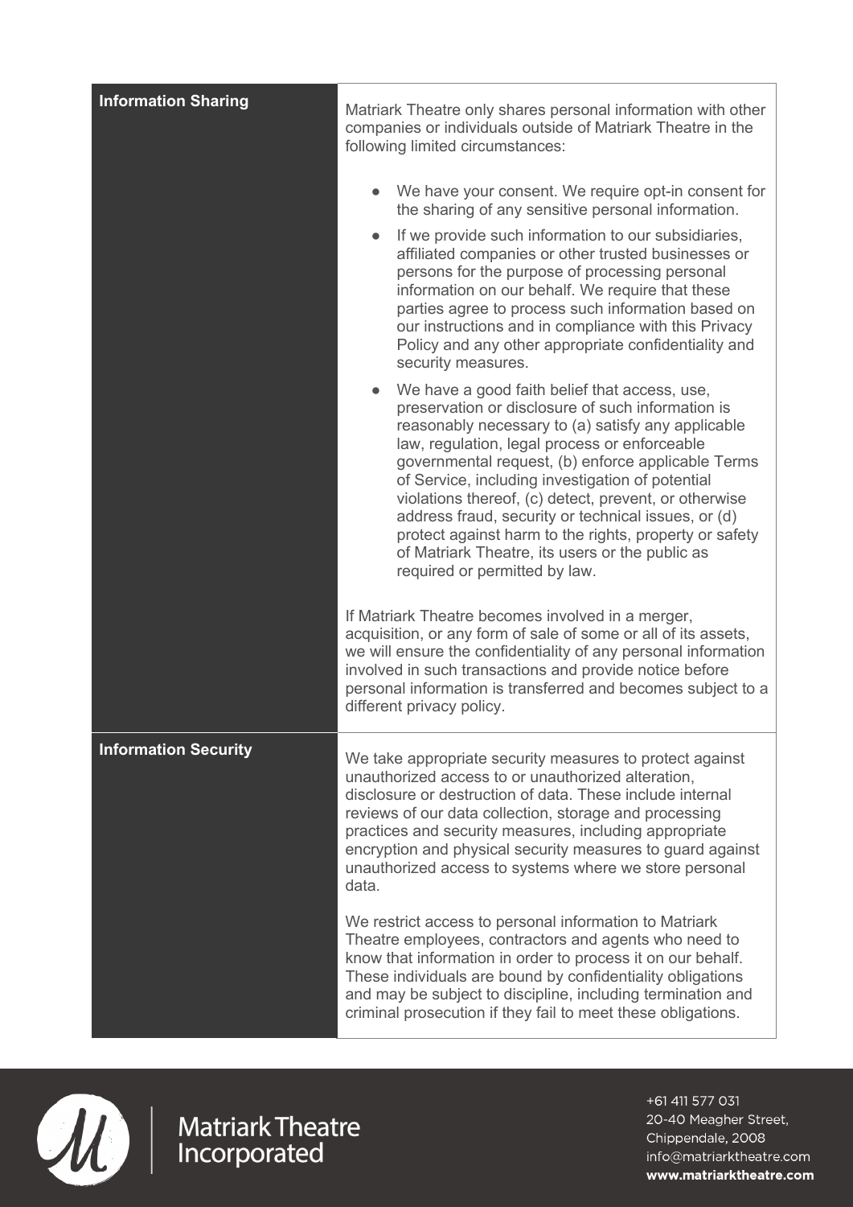| | |
|---|---|
| **Information Sharing** | Matriark Theatre only shares personal information with other companies or individuals outside of Matriark Theatre in the following limited circumstances:<br><br>• We have your consent. We require opt-in consent for the sharing of any sensitive personal information.<br>• If we provide such information to our subsidiaries, affiliated companies or other trusted businesses or persons for the purpose of processing personal information on our behalf. We require that these parties agree to process such information based on our instructions and in compliance with this Privacy Policy and any other appropriate confidentiality and security measures.<br>• We have a good faith belief that access, use, preservation or disclosure of such information is reasonably necessary to (a) satisfy any applicable law, regulation, legal process or enforceable governmental request, (b) enforce applicable Terms of Service, including investigation of potential violations thereof, (c) detect, prevent, or otherwise address fraud, security or technical issues, or (d) protect against harm to the rights, property or safety of Matriark Theatre, its users or the public as required or permitted by law.<br><br>If Matriark Theatre becomes involved in a merger, acquisition, or any form of sale of some or all of its assets, we will ensure the confidentiality of any personal information involved in such transactions and provide notice before personal information is transferred and becomes subject to a different privacy policy. |
| **Information Security** | We take appropriate security measures to protect against unauthorized access to or unauthorized alteration, disclosure or destruction of data. These include internal reviews of our data collection, storage and processing practices and security measures, including appropriate encryption and physical security measures to guard against unauthorized access to systems where we store personal data.<br><br>We restrict access to personal information to Matriark Theatre employees, contractors and agents who need to know that information in order to process it on our behalf. These individuals are bound by confidentiality obligations and may be subject to discipline, including termination and criminal prosecution if they fail to meet these obligations. |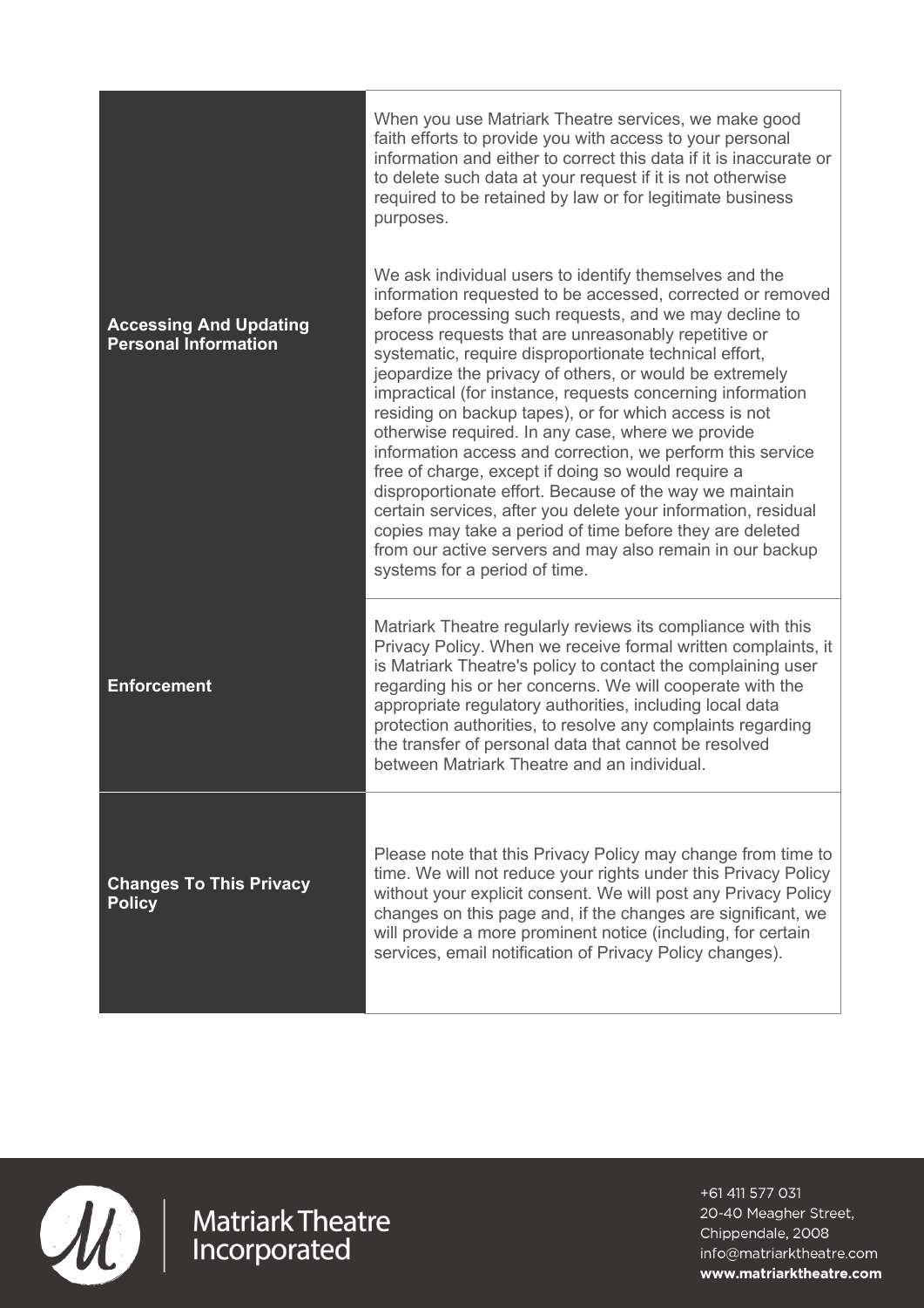| | |
|---|---|
| **Accessing And Updating Personal Information** | When you use Matriark Theatre services, we make good faith efforts to provide you with access to your personal information and either to correct this data if it is inaccurate or to delete such data at your request if it is not otherwise required to be retained by law or for legitimate business purposes.<br><br>We ask individual users to identify themselves and the information requested to be accessed, corrected or removed before processing such requests, and we may decline to process requests that are unreasonably repetitive or systematic, require disproportionate technical effort, jeopardize the privacy of others, or would be extremely impractical (for instance, requests concerning information residing on backup tapes), or for which access is not otherwise required. In any case, where we provide information access and correction, we perform this service free of charge, except if doing so would require a disproportionate effort. Because of the way we maintain certain services, after you delete your information, residual copies may take a period of time before they are deleted from our active servers and may also remain in our backup systems for a period of time. |
| **Enforcement** | Matriark Theatre regularly reviews its compliance with this Privacy Policy. When we receive formal written complaints, it is Matriark Theatre's policy to contact the complaining user regarding his or her concerns. We will cooperate with the appropriate regulatory authorities, including local data protection authorities, to resolve any complaints regarding the transfer of personal data that cannot be resolved between Matriark Theatre and an individual. |
| **Changes To This Privacy Policy** | Please note that this Privacy Policy may change from time to time. We will not reduce your rights under this Privacy Policy without your explicit consent. We will post any Privacy Policy changes on this page and, if the changes are significant, we will provide a more prominent notice (including, for certain services, email notification of Privacy Policy changes). |